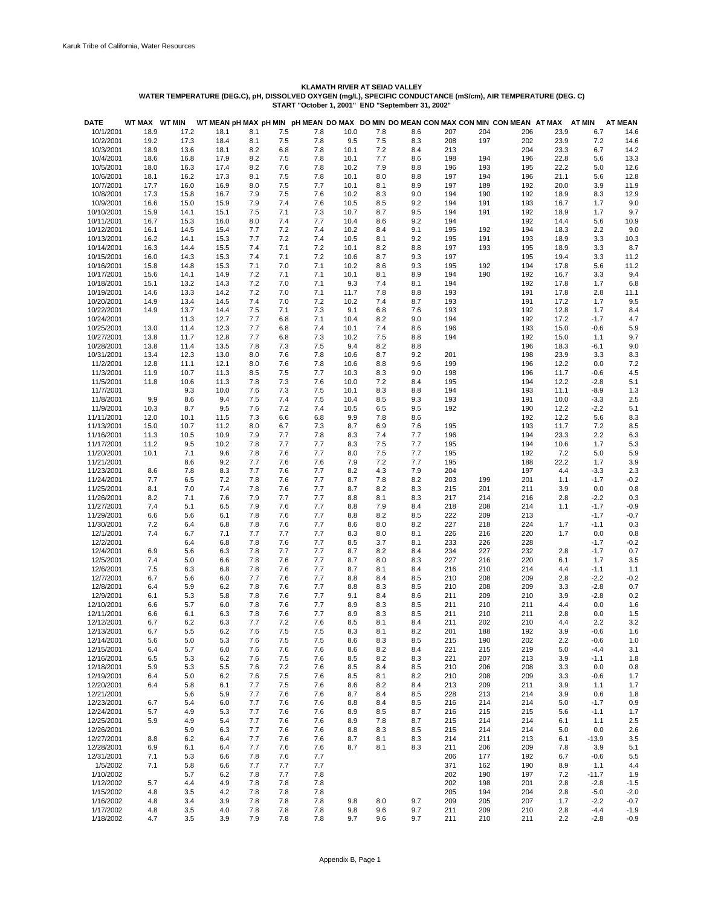**KLAMATH RIVER AT SEIAD VALLEY**

**WATER TEMPERATURE (DEG.C), pH, DISSOLVED OXYGEN (mg/L), SPECIFIC CONDUCTANCE (mS/cm), AIR TEMPERATURE (DEG. C)**

**START "October 1, 2001" END "Septemberr 31, 2002"**

| DATE | WT MAX | WT MIN | WT MEAN | pH MAX | pH MIN | pH MEAN | DO MAX | DO MIN | DO MEAN | CON MAX | CON MIN | CON MEAN | AT MAX | AT MIN | AT MEAN |
|---|---|---|---|---|---|---|---|---|---|---|---|---|---|---|---|
| 10/1/2001 | 18.9 | 17.2 | 18.1 | 8.1 | 7.5 | 7.8 | 10.0 | 7.8 | 8.6 | 207 | 204 | 206 | 23.9 | 6.7 | 14.6 |
| 10/2/2001 | 19.2 | 17.3 | 18.4 | 8.1 | 7.5 | 7.8 | 9.5 | 7.5 | 8.3 | 208 | 197 | 202 | 23.9 | 7.2 | 14.6 |
| 10/3/2001 | 18.9 | 13.6 | 18.1 | 8.2 | 6.8 | 7.8 | 10.1 | 7.2 | 8.4 | 213 | | 204 | 23.3 | 6.7 | 14.2 |
| 10/4/2001 | 18.6 | 16.8 | 17.9 | 8.2 | 7.5 | 7.8 | 10.1 | 7.7 | 8.6 | 198 | 194 | 196 | 22.8 | 5.6 | 13.3 |
| 10/5/2001 | 18.0 | 16.3 | 17.4 | 8.2 | 7.6 | 7.8 | 10.2 | 7.9 | 8.8 | 196 | 193 | 195 | 22.2 | 5.0 | 12.6 |
| 10/6/2001 | 18.1 | 16.2 | 17.3 | 8.1 | 7.5 | 7.8 | 10.1 | 8.0 | 8.8 | 197 | 194 | 196 | 21.1 | 5.6 | 12.8 |
| 10/7/2001 | 17.7 | 16.0 | 16.9 | 8.0 | 7.5 | 7.7 | 10.1 | 8.1 | 8.9 | 197 | 189 | 192 | 20.0 | 3.9 | 11.9 |
| 10/8/2001 | 17.3 | 15.8 | 16.7 | 7.9 | 7.5 | 7.6 | 10.2 | 8.3 | 9.0 | 194 | 190 | 192 | 18.9 | 8.3 | 12.9 |
| 10/9/2001 | 16.6 | 15.0 | 15.9 | 7.9 | 7.4 | 7.6 | 10.5 | 8.5 | 9.2 | 194 | 191 | 193 | 16.7 | 1.7 | 9.0 |
| 10/10/2001 | 15.9 | 14.1 | 15.1 | 7.5 | 7.1 | 7.3 | 10.7 | 8.7 | 9.5 | 194 | 191 | 192 | 18.9 | 1.7 | 9.7 |
| 10/11/2001 | 16.7 | 15.3 | 16.0 | 8.0 | 7.4 | 7.7 | 10.4 | 8.6 | 9.2 | 194 | | 192 | 14.4 | 5.6 | 10.9 |
| 10/12/2001 | 16.1 | 14.5 | 15.4 | 7.7 | 7.2 | 7.4 | 10.2 | 8.4 | 9.1 | 195 | 192 | 194 | 18.3 | 2.2 | 9.0 |
| 10/13/2001 | 16.2 | 14.1 | 15.3 | 7.7 | 7.2 | 7.4 | 10.5 | 8.1 | 9.2 | 195 | 191 | 193 | 18.9 | 3.3 | 10.3 |
| 10/14/2001 | 16.3 | 14.4 | 15.5 | 7.4 | 7.1 | 7.2 | 10.1 | 8.2 | 8.8 | 197 | 193 | 195 | 18.9 | 3.3 | 8.7 |
| 10/15/2001 | 16.0 | 14.3 | 15.3 | 7.4 | 7.1 | 7.2 | 10.6 | 8.7 | 9.3 | 197 | | 195 | 19.4 | 3.3 | 11.2 |
| 10/16/2001 | 15.8 | 14.8 | 15.3 | 7.1 | 7.0 | 7.1 | 10.2 | 8.6 | 9.3 | 195 | 192 | 194 | 17.8 | 5.6 | 11.2 |
| 10/17/2001 | 15.6 | 14.1 | 14.9 | 7.2 | 7.1 | 7.1 | 10.1 | 8.1 | 8.9 | 194 | 190 | 192 | 16.7 | 3.3 | 9.4 |
| 10/18/2001 | 15.1 | 13.2 | 14.3 | 7.2 | 7.0 | 7.1 | 9.3 | 7.4 | 8.1 | 194 | | 192 | 17.8 | 1.7 | 6.8 |
| 10/19/2001 | 14.6 | 13.3 | 14.2 | 7.2 | 7.0 | 7.1 | 11.7 | 7.8 | 8.8 | 193 | | 191 | 17.8 | 2.8 | 11.1 |
| 10/20/2001 | 14.9 | 13.4 | 14.5 | 7.4 | 7.0 | 7.2 | 10.2 | 7.4 | 8.7 | 193 | | 191 | 17.2 | 1.7 | 9.5 |
| 10/22/2001 | 14.9 | 13.7 | 14.4 | 7.5 | 7.1 | 7.3 | 9.1 | 6.8 | 7.6 | 193 | | 192 | 12.8 | 1.7 | 8.4 |
| 10/24/2001 | | 11.3 | 12.7 | 7.7 | 6.8 | 7.1 | 10.4 | 8.2 | 9.0 | 194 | | 192 | 17.2 | -1.7 | 4.7 |
| 10/25/2001 | 13.0 | 11.4 | 12.3 | 7.7 | 6.8 | 7.4 | 10.1 | 7.4 | 8.6 | 196 | | 193 | 15.0 | -0.6 | 5.9 |
| 10/27/2001 | 13.8 | 11.7 | 12.8 | 7.7 | 6.8 | 7.3 | 10.2 | 7.5 | 8.8 | 194 | | 192 | 15.0 | 1.1 | 9.7 |
| 10/28/2001 | 13.8 | 11.4 | 13.5 | 7.8 | 7.3 | 7.5 | 9.4 | 8.2 | 8.8 | | | 196 | 18.3 | -6.1 | 9.0 |
| 10/31/2001 | 13.4 | 12.3 | 13.0 | 8.0 | 7.6 | 7.8 | 10.6 | 8.7 | 9.2 | 201 | | 198 | 23.9 | 3.3 | 8.3 |
| 11/2/2001 | 12.8 | 11.1 | 12.1 | 8.0 | 7.6 | 7.8 | 10.6 | 8.8 | 9.6 | 199 | | 196 | 12.2 | 0.0 | 7.2 |
| 11/3/2001 | 11.9 | 10.7 | 11.3 | 8.5 | 7.5 | 7.7 | 10.3 | 8.3 | 9.0 | 198 | | 196 | 11.7 | -0.6 | 4.5 |
| 11/5/2001 | 11.8 | 10.6 | 11.3 | 7.8 | 7.3 | 7.6 | 10.0 | 7.2 | 8.4 | 195 | | 194 | 12.2 | -2.8 | 5.1 |
| 11/7/2001 | | 9.3 | 10.0 | 7.6 | 7.3 | 7.5 | 10.1 | 8.3 | 8.8 | 194 | | 193 | 11.1 | -8.9 | 1.3 |
| 11/8/2001 | 9.9 | 8.6 | 9.4 | 7.5 | 7.4 | 7.5 | 10.4 | 8.5 | 9.3 | 193 | | 191 | 10.0 | -3.3 | 2.5 |
| 11/9/2001 | 10.3 | 8.7 | 9.5 | 7.6 | 7.2 | 7.4 | 10.5 | 6.5 | 9.5 | 192 | | 190 | 12.2 | -2.2 | 5.1 |
| 11/11/2001 | 12.0 | 10.1 | 11.5 | 7.3 | 6.6 | 6.8 | 9.9 | 7.8 | 8.6 | | | 192 | 12.2 | 5.6 | 8.3 |
| 11/13/2001 | 15.0 | 10.7 | 11.2 | 8.0 | 6.7 | 7.3 | 8.7 | 6.9 | 7.6 | 195 | | 193 | 11.7 | 7.2 | 8.5 |
| 11/16/2001 | 11.3 | 10.5 | 10.9 | 7.9 | 7.7 | 7.8 | 8.3 | 7.4 | 7.7 | 196 | | 194 | 23.3 | 2.2 | 6.3 |
| 11/17/2001 | 11.2 | 9.5 | 10.2 | 7.8 | 7.7 | 7.7 | 8.3 | 7.5 | 7.7 | 195 | | 194 | 10.6 | 1.7 | 5.3 |
| 11/20/2001 | 10.1 | 7.1 | 9.6 | 7.8 | 7.6 | 7.7 | 8.0 | 7.5 | 7.7 | 195 | | 192 | 7.2 | 5.0 | 5.9 |
| 11/21/2001 | | 8.6 | 9.2 | 7.7 | 7.6 | 7.6 | 7.9 | 7.2 | 7.7 | 195 | | 188 | 22.2 | 1.7 | 3.9 |
| 11/23/2001 | 8.6 | 7.8 | 8.3 | 7.7 | 7.6 | 7.7 | 8.2 | 4.3 | 7.9 | 204 | | 197 | 4.4 | -3.3 | 2.3 |
| 11/24/2001 | 7.7 | 6.5 | 7.2 | 7.8 | 7.6 | 7.7 | 8.7 | 7.8 | 8.2 | 203 | 199 | 201 | 1.1 | -1.7 | -0.2 |
| 11/25/2001 | 8.1 | 7.0 | 7.4 | 7.8 | 7.6 | 7.7 | 8.7 | 8.2 | 8.3 | 215 | 201 | 211 | 3.9 | 0.0 | 0.8 |
| 11/26/2001 | 8.2 | 7.1 | 7.6 | 7.9 | 7.7 | 7.7 | 8.8 | 8.1 | 8.3 | 217 | 214 | 216 | 2.8 | -2.2 | 0.3 |
| 11/27/2001 | 7.4 | 5.1 | 6.5 | 7.9 | 7.6 | 7.7 | 8.8 | 7.9 | 8.4 | 218 | 208 | 214 | 1.1 | -1.7 | -0.9 |
| 11/29/2001 | 6.6 | 5.6 | 6.1 | 7.8 | 7.6 | 7.7 | 8.8 | 8.2 | 8.5 | 222 | 209 | 213 | | -1.7 | -0.7 |
| 11/30/2001 | 7.2 | 6.4 | 6.8 | 7.8 | 7.6 | 7.7 | 8.6 | 8.0 | 8.2 | 227 | 218 | 224 | 1.7 | -1.1 | 0.3 |
| 12/1/2001 | 7.4 | 6.7 | 7.1 | 7.7 | 7.7 | 7.7 | 8.3 | 8.0 | 8.1 | 226 | 216 | 220 | 1.7 | 0.0 | 0.8 |
| 12/2/2001 | | 6.4 | 6.8 | 7.8 | 7.6 | 7.7 | 8.5 | 3.7 | 8.1 | 233 | 226 | 228 | | -1.7 | -0.2 |
| 12/4/2001 | 6.9 | 5.6 | 6.3 | 7.8 | 7.7 | 7.7 | 8.7 | 8.2 | 8.4 | 234 | 227 | 232 | 2.8 | -1.7 | 0.7 |
| 12/5/2001 | 7.4 | 5.0 | 6.6 | 7.8 | 7.6 | 7.7 | 8.7 | 8.0 | 8.3 | 227 | 216 | 220 | 6.1 | 1.7 | 3.5 |
| 12/6/2001 | 7.5 | 6.3 | 6.8 | 7.8 | 7.6 | 7.7 | 8.7 | 8.1 | 8.4 | 216 | 210 | 214 | 4.4 | -1.1 | 1.1 |
| 12/7/2001 | 6.7 | 5.6 | 6.0 | 7.7 | 7.6 | 7.7 | 8.8 | 8.4 | 8.5 | 210 | 208 | 209 | 2.8 | -2.2 | -0.2 |
| 12/8/2001 | 6.4 | 5.9 | 6.2 | 7.8 | 7.6 | 7.7 | 8.8 | 8.3 | 8.5 | 210 | 208 | 209 | 3.3 | -2.8 | 0.7 |
| 12/9/2001 | 6.1 | 5.3 | 5.8 | 7.8 | 7.6 | 7.7 | 9.1 | 8.4 | 8.6 | 211 | 209 | 210 | 3.9 | -2.8 | 0.2 |
| 12/10/2001 | 6.6 | 5.7 | 6.0 | 7.8 | 7.6 | 7.7 | 8.9 | 8.3 | 8.5 | 211 | 210 | 211 | 4.4 | 0.0 | 1.6 |
| 12/11/2001 | 6.6 | 6.1 | 6.3 | 7.8 | 7.6 | 7.7 | 8.9 | 8.3 | 8.5 | 211 | 210 | 211 | 2.8 | 0.0 | 1.5 |
| 12/12/2001 | 6.7 | 6.2 | 6.3 | 7.7 | 7.2 | 7.6 | 8.5 | 8.1 | 8.4 | 211 | 202 | 210 | 4.4 | 2.2 | 3.2 |
| 12/13/2001 | 6.7 | 5.5 | 6.2 | 7.6 | 7.5 | 7.5 | 8.3 | 8.1 | 8.2 | 201 | 188 | 192 | 3.9 | -0.6 | 1.6 |
| 12/14/2001 | 5.6 | 5.0 | 5.3 | 7.6 | 7.5 | 7.5 | 8.6 | 8.3 | 8.5 | 215 | 190 | 202 | 2.2 | -0.6 | 1.0 |
| 12/15/2001 | 6.4 | 5.7 | 6.0 | 7.6 | 7.6 | 7.6 | 8.6 | 8.2 | 8.4 | 221 | 215 | 219 | 5.0 | -4.4 | 3.1 |
| 12/16/2001 | 6.5 | 5.3 | 6.2 | 7.6 | 7.5 | 7.6 | 8.5 | 8.2 | 8.3 | 221 | 207 | 213 | 3.9 | -1.1 | 1.8 |
| 12/18/2001 | 5.9 | 5.3 | 5.5 | 7.6 | 7.2 | 7.6 | 8.5 | 8.4 | 8.5 | 210 | 206 | 208 | 3.3 | 0.0 | 0.8 |
| 12/19/2001 | 6.4 | 5.0 | 6.2 | 7.6 | 7.5 | 7.6 | 8.5 | 8.1 | 8.2 | 210 | 208 | 209 | 3.3 | -0.6 | 1.7 |
| 12/20/2001 | 6.4 | 5.8 | 6.1 | 7.7 | 7.5 | 7.6 | 8.6 | 8.2 | 8.4 | 213 | 209 | 211 | 3.9 | 1.1 | 1.7 |
| 12/21/2001 | | 5.6 | 5.9 | 7.7 | 7.6 | 7.6 | 8.7 | 8.4 | 8.5 | 228 | 213 | 214 | 3.9 | 0.6 | 1.8 |
| 12/23/2001 | 6.7 | 5.4 | 6.0 | 7.7 | 7.6 | 7.6 | 8.8 | 8.4 | 8.5 | 216 | 214 | 214 | 5.0 | -1.7 | 0.9 |
| 12/24/2001 | 5.7 | 4.9 | 5.3 | 7.7 | 7.6 | 7.6 | 8.9 | 8.5 | 8.7 | 216 | 215 | 215 | 5.6 | -1.1 | 1.7 |
| 12/25/2001 | 5.9 | 4.9 | 5.4 | 7.7 | 7.6 | 7.6 | 8.9 | 7.8 | 8.7 | 215 | 214 | 214 | 6.1 | 1.1 | 2.5 |
| 12/26/2001 | | 5.9 | 6.3 | 7.7 | 7.6 | 7.6 | 8.8 | 8.3 | 8.5 | 215 | 214 | 214 | 5.0 | 0.0 | 2.6 |
| 12/27/2001 | 8.8 | 6.2 | 6.4 | 7.7 | 7.6 | 7.6 | 8.7 | 8.1 | 8.3 | 214 | 211 | 213 | 6.1 | -13.9 | 3.5 |
| 12/28/2001 | 6.9 | 6.1 | 6.4 | 7.7 | 7.6 | 7.6 | 8.7 | 8.1 | 8.3 | 211 | 206 | 209 | 7.8 | 3.9 | 5.1 |
| 12/31/2001 | 7.1 | 5.3 | 6.6 | 7.8 | 7.6 | 7.7 | | | | 206 | 177 | 192 | 6.7 | -0.6 | 5.5 |
| 1/5/2002 | 7.1 | 5.8 | 6.6 | 7.7 | 7.7 | 7.7 | | | | 371 | 162 | 190 | 8.9 | 1.1 | 4.4 |
| 1/10/2002 | | 5.7 | 6.2 | 7.8 | 7.7 | 7.8 | | | | 202 | 190 | 197 | 7.2 | -11.7 | 1.9 |
| 1/12/2002 | 5.7 | 4.4 | 4.9 | 7.8 | 7.8 | 7.8 | | | | 202 | 198 | 201 | 2.8 | -2.8 | -1.5 |
| 1/15/2002 | 4.8 | 3.5 | 4.2 | 7.8 | 7.8 | 7.8 | | | | 205 | 194 | 204 | 2.8 | -5.0 | -2.0 |
| 1/16/2002 | 4.8 | 3.4 | 3.9 | 7.8 | 7.8 | 7.8 | 9.8 | 8.0 | 9.7 | 209 | 205 | 207 | 1.7 | -2.2 | -0.7 |
| 1/17/2002 | 4.8 | 3.5 | 4.0 | 7.8 | 7.8 | 7.8 | 9.8 | 9.6 | 9.7 | 211 | 209 | 210 | 2.8 | -4.4 | -1.9 |
| 1/18/2002 | 4.7 | 3.5 | 3.9 | 7.9 | 7.8 | 7.8 | 9.7 | 9.6 | 9.7 | 211 | 210 | 211 | 2.2 | -2.8 | -0.9 |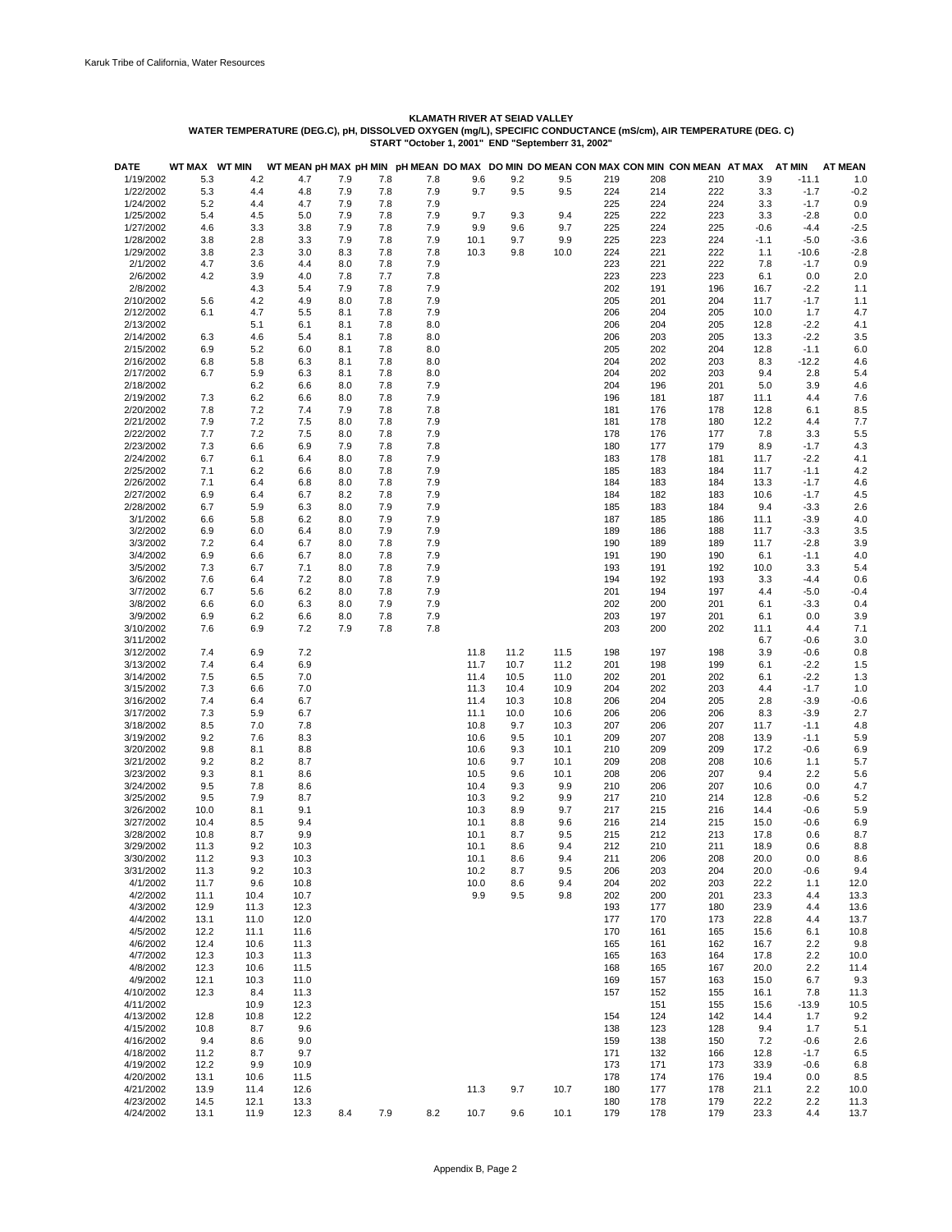**KLAMATH RIVER AT SEIAD VALLEY**
**WATER TEMPERATURE (DEG.C), pH, DISSOLVED OXYGEN (mg/L), SPECIFIC CONDUCTANCE (mS/cm), AIR TEMPERATURE (DEG. C)**
**START "October 1, 2001" END "Septemberr 31, 2002"**

| DATE | WT MAX | WT MIN | WT MEAN | pH MAX | pH MIN | pH MEAN | DO MAX | DO MIN | DO MEAN | CON MAX | CON MIN | CON MEAN | AT MAX | AT MIN | AT MEAN |
|---|---|---|---|---|---|---|---|---|---|---|---|---|---|---|---|
| 1/19/2002 | 5.3 | 4.2 | 4.7 | 7.9 | 7.8 | 7.8 | 9.6 | 9.2 | 9.5 | 219 | 208 | 210 | 3.9 | -11.1 | 1.0 |
| 1/22/2002 | 5.3 | 4.4 | 4.8 | 7.9 | 7.8 | 7.9 | 9.7 | 9.5 | 9.5 | 224 | 214 | 222 | 3.3 | -1.7 | -0.2 |
| 1/24/2002 | 5.2 | 4.4 | 4.7 | 7.9 | 7.8 | 7.9 | | | | 225 | 224 | 224 | 3.3 | -1.7 | 0.9 |
| 1/25/2002 | 5.4 | 4.5 | 5.0 | 7.9 | 7.8 | 7.9 | 9.7 | 9.3 | 9.4 | 225 | 222 | 223 | 3.3 | -2.8 | 0.0 |
| 1/27/2002 | 4.6 | 3.3 | 3.8 | 7.9 | 7.8 | 7.9 | 9.9 | 9.6 | 9.7 | 225 | 224 | 225 | -0.6 | -4.4 | -2.5 |
| 1/28/2002 | 3.8 | 2.8 | 3.3 | 7.9 | 7.8 | 7.9 | 10.1 | 9.7 | 9.9 | 225 | 223 | 224 | -1.1 | -5.0 | -3.6 |
| 1/29/2002 | 3.8 | 2.3 | 3.0 | 8.3 | 7.8 | 7.8 | 10.3 | 9.8 | 10.0 | 224 | 221 | 222 | 1.1 | -10.6 | -2.8 |
| 2/1/2002 | 4.7 | 3.6 | 4.4 | 8.0 | 7.8 | 7.9 | | | | 223 | 221 | 222 | 7.8 | -1.7 | 0.9 |
| 2/6/2002 | 4.2 | 3.9 | 4.0 | 7.8 | 7.7 | 7.8 | | | | 223 | 223 | 223 | 6.1 | 0.0 | 2.0 |
| 2/8/2002 | | 4.3 | 5.4 | 7.9 | 7.8 | 7.9 | | | | 202 | 191 | 196 | 16.7 | -2.2 | 1.1 |
| 2/10/2002 | 5.6 | 4.2 | 4.9 | 8.0 | 7.8 | 7.9 | | | | 205 | 201 | 204 | 11.7 | -1.7 | 1.1 |
| 2/12/2002 | 6.1 | 4.7 | 5.5 | 8.1 | 7.8 | 7.9 | | | | 206 | 204 | 205 | 10.0 | 1.7 | 4.7 |
| 2/13/2002 | | 5.1 | 6.1 | 8.1 | 7.8 | 8.0 | | | | 206 | 204 | 205 | 12.8 | -2.2 | 4.1 |
| 2/14/2002 | 6.3 | 4.6 | 5.4 | 8.1 | 7.8 | 8.0 | | | | 206 | 203 | 205 | 13.3 | -2.2 | 3.5 |
| 2/15/2002 | 6.9 | 5.2 | 6.0 | 8.1 | 7.8 | 8.0 | | | | 205 | 202 | 204 | 12.8 | -1.1 | 6.0 |
| 2/16/2002 | 6.8 | 5.8 | 6.3 | 8.1 | 7.8 | 8.0 | | | | 204 | 202 | 203 | 8.3 | -12.2 | 4.6 |
| 2/17/2002 | 6.7 | 5.9 | 6.3 | 8.1 | 7.8 | 8.0 | | | | 204 | 202 | 203 | 9.4 | 2.8 | 5.4 |
| 2/18/2002 | | 6.2 | 6.6 | 8.0 | 7.8 | 7.9 | | | | 204 | 196 | 201 | 5.0 | 3.9 | 4.6 |
| 2/19/2002 | 7.3 | 6.2 | 6.6 | 8.0 | 7.8 | 7.9 | | | | 196 | 181 | 187 | 11.1 | 4.4 | 7.6 |
| 2/20/2002 | 7.8 | 7.2 | 7.4 | 7.9 | 7.8 | 7.8 | | | | 181 | 176 | 178 | 12.8 | 6.1 | 8.5 |
| 2/21/2002 | 7.9 | 7.2 | 7.5 | 8.0 | 7.8 | 7.9 | | | | 181 | 178 | 180 | 12.2 | 4.4 | 7.7 |
| 2/22/2002 | 7.7 | 7.2 | 7.5 | 8.0 | 7.8 | 7.9 | | | | 178 | 176 | 177 | 7.8 | 3.3 | 5.5 |
| 2/23/2002 | 7.3 | 6.6 | 6.9 | 7.9 | 7.8 | 7.8 | | | | 180 | 177 | 179 | 8.9 | -1.7 | 4.3 |
| 2/24/2002 | 6.7 | 6.1 | 6.4 | 8.0 | 7.8 | 7.9 | | | | 183 | 178 | 181 | 11.7 | -2.2 | 4.1 |
| 2/25/2002 | 7.1 | 6.2 | 6.6 | 8.0 | 7.8 | 7.9 | | | | 185 | 183 | 184 | 11.7 | -1.1 | 4.2 |
| 2/26/2002 | 7.1 | 6.4 | 6.8 | 8.0 | 7.8 | 7.9 | | | | 184 | 183 | 184 | 13.3 | -1.7 | 4.6 |
| 2/27/2002 | 6.9 | 6.4 | 6.7 | 8.2 | 7.8 | 7.9 | | | | 184 | 182 | 183 | 10.6 | -1.7 | 4.5 |
| 2/28/2002 | 6.7 | 5.9 | 6.3 | 8.0 | 7.9 | 7.9 | | | | 185 | 183 | 184 | 9.4 | -3.3 | 2.6 |
| 3/1/2002 | 6.6 | 5.8 | 6.2 | 8.0 | 7.9 | 7.9 | | | | 187 | 185 | 186 | 11.1 | -3.9 | 4.0 |
| 3/2/2002 | 6.9 | 6.0 | 6.4 | 8.0 | 7.9 | 7.9 | | | | 189 | 186 | 188 | 11.7 | -3.3 | 3.5 |
| 3/3/2002 | 7.2 | 6.4 | 6.7 | 8.0 | 7.8 | 7.9 | | | | 190 | 189 | 189 | 11.7 | -2.8 | 3.9 |
| 3/4/2002 | 6.9 | 6.6 | 6.7 | 8.0 | 7.8 | 7.9 | | | | 191 | 190 | 190 | 6.1 | -1.1 | 4.0 |
| 3/5/2002 | 7.3 | 6.7 | 7.1 | 8.0 | 7.8 | 7.9 | | | | 193 | 191 | 192 | 10.0 | 3.3 | 5.4 |
| 3/6/2002 | 7.6 | 6.4 | 7.2 | 8.0 | 7.8 | 7.9 | | | | 194 | 192 | 193 | 3.3 | -4.4 | 0.6 |
| 3/7/2002 | 6.7 | 5.6 | 6.2 | 8.0 | 7.8 | 7.9 | | | | 201 | 194 | 197 | 4.4 | -5.0 | -0.4 |
| 3/8/2002 | 6.6 | 6.0 | 6.3 | 8.0 | 7.9 | 7.9 | | | | 202 | 200 | 201 | 6.1 | -3.3 | 0.4 |
| 3/9/2002 | 6.9 | 6.2 | 6.6 | 8.0 | 7.8 | 7.9 | | | | 203 | 197 | 201 | 6.1 | 0.0 | 3.9 |
| 3/10/2002 | 7.6 | 6.9 | 7.2 | 7.9 | 7.8 | 7.8 | | | | 203 | 200 | 202 | 11.1 | 4.4 | 7.1 |
| 3/11/2002 | | | | | | | | | | | | | 6.7 | -0.6 | 3.0 |
| 3/12/2002 | 7.4 | 6.9 | 7.2 | | | | 11.8 | 11.2 | 11.5 | 198 | 197 | 198 | 3.9 | -0.6 | 0.8 |
| 3/13/2002 | 7.4 | 6.4 | 6.9 | | | | 11.7 | 10.7 | 11.2 | 201 | 198 | 199 | 6.1 | -2.2 | 1.5 |
| 3/14/2002 | 7.5 | 6.5 | 7.0 | | | | 11.4 | 10.5 | 11.0 | 202 | 201 | 202 | 6.1 | -2.2 | 1.3 |
| 3/15/2002 | 7.3 | 6.6 | 7.0 | | | | 11.3 | 10.4 | 10.9 | 204 | 202 | 203 | 4.4 | -1.7 | 1.0 |
| 3/16/2002 | 7.4 | 6.4 | 6.7 | | | | 11.4 | 10.3 | 10.8 | 206 | 204 | 205 | 2.8 | -3.9 | -0.6 |
| 3/17/2002 | 7.3 | 5.9 | 6.7 | | | | 11.1 | 10.0 | 10.6 | 206 | 206 | 206 | 8.3 | -3.9 | 2.7 |
| 3/18/2002 | 8.5 | 7.0 | 7.8 | | | | 10.8 | 9.7 | 10.3 | 207 | 206 | 207 | 11.7 | -1.1 | 4.8 |
| 3/19/2002 | 9.2 | 7.6 | 8.3 | | | | 10.6 | 9.5 | 10.1 | 209 | 207 | 208 | 13.9 | -1.1 | 5.9 |
| 3/20/2002 | 9.8 | 8.1 | 8.8 | | | | 10.6 | 9.3 | 10.1 | 210 | 209 | 209 | 17.2 | -0.6 | 6.9 |
| 3/21/2002 | 9.2 | 8.2 | 8.7 | | | | 10.6 | 9.7 | 10.1 | 209 | 208 | 208 | 10.6 | 1.1 | 5.7 |
| 3/23/2002 | 9.3 | 8.1 | 8.6 | | | | 10.5 | 9.6 | 10.1 | 208 | 206 | 207 | 9.4 | 2.2 | 5.6 |
| 3/24/2002 | 9.5 | 7.8 | 8.6 | | | | 10.4 | 9.3 | 9.9 | 210 | 206 | 207 | 10.6 | 0.0 | 4.7 |
| 3/25/2002 | 9.5 | 7.9 | 8.7 | | | | 10.3 | 9.2 | 9.9 | 217 | 210 | 214 | 12.8 | -0.6 | 5.2 |
| 3/26/2002 | 10.0 | 8.1 | 9.1 | | | | 10.3 | 8.9 | 9.7 | 217 | 215 | 216 | 14.4 | -0.6 | 5.9 |
| 3/27/2002 | 10.4 | 8.5 | 9.4 | | | | 10.1 | 8.8 | 9.6 | 216 | 214 | 215 | 15.0 | -0.6 | 6.9 |
| 3/28/2002 | 10.8 | 8.7 | 9.9 | | | | 10.1 | 8.7 | 9.5 | 215 | 212 | 213 | 17.8 | 0.6 | 8.7 |
| 3/29/2002 | 11.3 | 9.2 | 10.3 | | | | 10.1 | 8.6 | 9.4 | 212 | 210 | 211 | 18.9 | 0.6 | 8.8 |
| 3/30/2002 | 11.2 | 9.3 | 10.3 | | | | 10.1 | 8.6 | 9.4 | 211 | 206 | 208 | 20.0 | 0.0 | 8.6 |
| 3/31/2002 | 11.3 | 9.2 | 10.3 | | | | 10.2 | 8.7 | 9.5 | 206 | 203 | 204 | 20.0 | -0.6 | 9.4 |
| 4/1/2002 | 11.7 | 9.6 | 10.8 | | | | 10.0 | 8.6 | 9.4 | 204 | 202 | 203 | 22.2 | 1.1 | 12.0 |
| 4/2/2002 | 11.1 | 10.4 | 10.7 | | | | 9.9 | 9.5 | 9.8 | 202 | 200 | 201 | 23.3 | 4.4 | 13.3 |
| 4/3/2002 | 12.9 | 11.3 | 12.3 | | | | | | | 193 | 177 | 180 | 23.9 | 4.4 | 13.6 |
| 4/4/2002 | 13.1 | 11.0 | 12.0 | | | | | | | 177 | 170 | 173 | 22.8 | 4.4 | 13.7 |
| 4/5/2002 | 12.2 | 11.1 | 11.6 | | | | | | | 170 | 161 | 165 | 15.6 | 6.1 | 10.8 |
| 4/6/2002 | 12.4 | 10.6 | 11.3 | | | | | | | 165 | 161 | 162 | 16.7 | 2.2 | 9.8 |
| 4/7/2002 | 12.3 | 10.3 | 11.3 | | | | | | | 165 | 163 | 164 | 17.8 | 2.2 | 10.0 |
| 4/8/2002 | 12.3 | 10.6 | 11.5 | | | | | | | 168 | 165 | 167 | 20.0 | 2.2 | 11.4 |
| 4/9/2002 | 12.1 | 10.3 | 11.0 | | | | | | | 169 | 157 | 163 | 15.0 | 6.7 | 9.3 |
| 4/10/2002 | 12.3 | 8.4 | 11.3 | | | | | | | 157 | 152 | 155 | 16.1 | 7.8 | 11.3 |
| 4/11/2002 | | 10.9 | 12.3 | | | | | | | | 151 | 155 | 15.6 | -13.9 | 10.5 |
| 4/13/2002 | 12.8 | 10.8 | 12.2 | | | | | | | 154 | 124 | 142 | 14.4 | 1.7 | 9.2 |
| 4/15/2002 | 10.8 | 8.7 | 9.6 | | | | | | | 138 | 123 | 128 | 9.4 | 1.7 | 5.1 |
| 4/16/2002 | 9.4 | 8.6 | 9.0 | | | | | | | 159 | 138 | 150 | 7.2 | -0.6 | 2.6 |
| 4/18/2002 | 11.2 | 8.7 | 9.7 | | | | | | | 171 | 132 | 166 | 12.8 | -1.7 | 6.5 |
| 4/19/2002 | 12.2 | 9.9 | 10.9 | | | | | | | 173 | 171 | 173 | 33.9 | -0.6 | 6.8 |
| 4/20/2002 | 13.1 | 10.6 | 11.5 | | | | | | | 178 | 174 | 176 | 19.4 | 0.0 | 8.5 |
| 4/21/2002 | 13.9 | 11.4 | 12.6 | | | | 11.3 | 9.7 | 10.7 | 180 | 177 | 178 | 21.1 | 2.2 | 10.0 |
| 4/23/2002 | 14.5 | 12.1 | 13.3 | | | | | | | 180 | 178 | 179 | 22.2 | 2.2 | 11.3 |
| 4/24/2002 | 13.1 | 11.9 | 12.3 | 8.4 | 7.9 | 8.2 | 10.7 | 9.6 | 10.1 | 179 | 178 | 179 | 23.3 | 4.4 | 13.7 |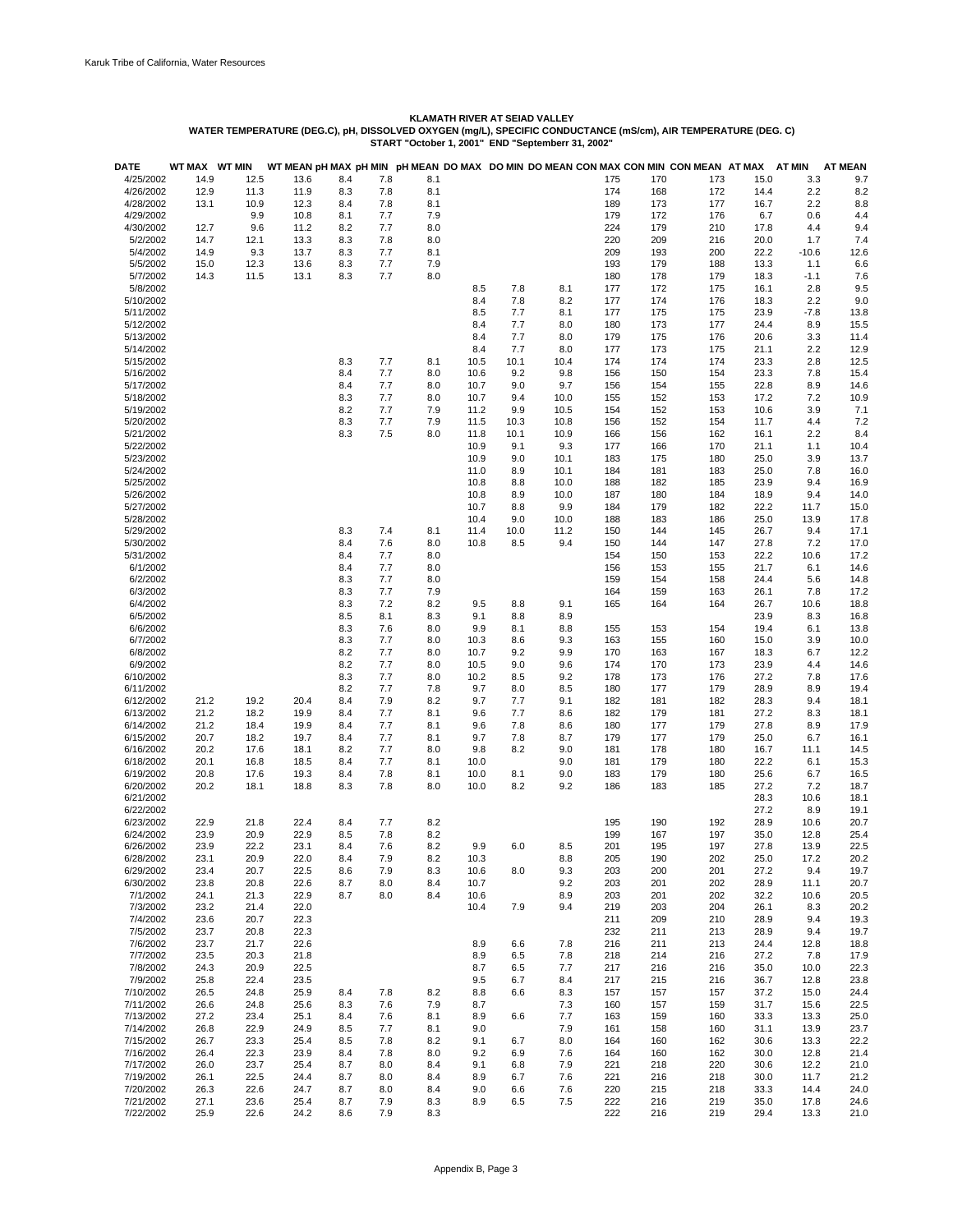Karuk Tribe of California, Water Resources

**KLAMATH RIVER AT SEIAD VALLEY**
**WATER TEMPERATURE (DEG.C), pH, DISSOLVED OXYGEN (mg/L), SPECIFIC CONDUCTANCE (mS/cm), AIR TEMPERATURE (DEG. C)**
**START "October 1, 2001" END "Septemberr 31, 2002"**

| DATE | WT MAX | WT MIN | WT MEAN | pH MAX | pH MIN | pH MEAN | DO MAX | DO MIN | DO MEAN | CON MAX | CON MIN | CON MEAN | AT MAX | AT MIN | AT MEAN |
|---|---|---|---|---|---|---|---|---|---|---|---|---|---|---|---|
| 4/25/2002 | 14.9 | 12.5 | 13.6 | 8.4 | 7.8 | 8.1 | | | | 175 | 170 | 173 | 15.0 | 3.3 | 9.7 |
| 4/26/2002 | 12.9 | 11.3 | 11.9 | 8.3 | 7.8 | 8.1 | | | | 174 | 168 | 172 | 14.4 | 2.2 | 8.2 |
| 4/28/2002 | 13.1 | 10.9 | 12.3 | 8.4 | 7.8 | 8.1 | | | | 189 | 173 | 177 | 16.7 | 2.2 | 8.8 |
| 4/29/2002 | | 9.9 | 10.8 | 8.1 | 7.7 | 7.9 | | | | 179 | 172 | 176 | 6.7 | 0.6 | 4.4 |
| 4/30/2002 | 12.7 | 9.6 | 11.2 | 8.2 | 7.7 | 8.0 | | | | 224 | 179 | 210 | 17.8 | 4.4 | 9.4 |
| 5/2/2002 | 14.7 | 12.1 | 13.3 | 8.3 | 7.8 | 8.0 | | | | 220 | 209 | 216 | 20.0 | 1.7 | 7.4 |
| 5/4/2002 | 14.9 | 9.3 | 13.7 | 8.3 | 7.7 | 8.1 | | | | 209 | 193 | 200 | 22.2 | -10.6 | 12.6 |
| 5/5/2002 | 15.0 | 12.3 | 13.6 | 8.3 | 7.7 | 7.9 | | | | 193 | 179 | 188 | 13.3 | 1.1 | 6.6 |
| 5/7/2002 | 14.3 | 11.5 | 13.1 | 8.3 | 7.7 | 8.0 | | | | 180 | 178 | 179 | 18.3 | -1.1 | 7.6 |
| 5/8/2002 | | | | | | | 8.5 | 7.8 | 8.1 | 177 | 172 | 175 | 16.1 | 2.8 | 9.5 |
| 5/10/2002 | | | | | | | 8.4 | 7.8 | 8.2 | 177 | 174 | 176 | 18.3 | 2.2 | 9.0 |
| 5/11/2002 | | | | | | | 8.5 | 7.7 | 8.1 | 177 | 175 | 175 | 23.9 | -7.8 | 13.8 |
| 5/12/2002 | | | | | | | 8.4 | 7.7 | 8.0 | 180 | 173 | 177 | 24.4 | 8.9 | 15.5 |
| 5/13/2002 | | | | | | | 8.4 | 7.7 | 8.0 | 179 | 175 | 176 | 20.6 | 3.3 | 11.4 |
| 5/14/2002 | | | | | | | 8.4 | 7.7 | 8.0 | 177 | 173 | 175 | 21.1 | 2.2 | 12.9 |
| 5/15/2002 | | | | 8.3 | 7.7 | 8.1 | 10.5 | 10.1 | 10.4 | 174 | 174 | 174 | 23.3 | 2.8 | 12.5 |
| 5/16/2002 | | | | 8.4 | 7.7 | 8.0 | 10.6 | 9.2 | 9.8 | 156 | 150 | 154 | 23.3 | 7.8 | 15.4 |
| 5/17/2002 | | | | 8.4 | 7.7 | 8.0 | 10.7 | 9.0 | 9.7 | 156 | 154 | 155 | 22.8 | 8.9 | 14.6 |
| 5/18/2002 | | | | 8.3 | 7.7 | 8.0 | 10.7 | 9.4 | 10.0 | 155 | 152 | 153 | 17.2 | 7.2 | 10.9 |
| 5/19/2002 | | | | 8.2 | 7.7 | 7.9 | 11.2 | 9.9 | 10.5 | 154 | 152 | 153 | 10.6 | 3.9 | 7.1 |
| 5/20/2002 | | | | 8.3 | 7.7 | 7.9 | 11.5 | 10.3 | 10.8 | 156 | 152 | 154 | 11.7 | 4.4 | 7.2 |
| 5/21/2002 | | | | 8.3 | 7.5 | 8.0 | 11.8 | 10.1 | 10.9 | 166 | 156 | 162 | 16.1 | 2.2 | 8.4 |
| 5/22/2002 | | | | | | | 10.9 | 9.1 | 9.3 | 177 | 166 | 170 | 21.1 | 1.1 | 10.4 |
| 5/23/2002 | | | | | | | 10.9 | 9.0 | 10.1 | 183 | 175 | 180 | 25.0 | 3.9 | 13.7 |
| 5/24/2002 | | | | | | | 11.0 | 8.9 | 10.1 | 184 | 181 | 183 | 25.0 | 7.8 | 16.0 |
| 5/25/2002 | | | | | | | 10.8 | 8.8 | 10.0 | 188 | 182 | 185 | 23.9 | 9.4 | 16.9 |
| 5/26/2002 | | | | | | | 10.8 | 8.9 | 10.0 | 187 | 180 | 184 | 18.9 | 9.4 | 14.0 |
| 5/27/2002 | | | | | | | 10.7 | 8.8 | 9.9 | 184 | 179 | 182 | 22.2 | 11.7 | 15.0 |
| 5/28/2002 | | | | | | | 10.4 | 9.0 | 10.0 | 188 | 183 | 186 | 25.0 | 13.9 | 17.8 |
| 5/29/2002 | | | | 8.3 | 7.4 | 8.1 | 11.4 | 10.0 | 11.2 | 150 | 144 | 145 | 26.7 | 9.4 | 17.1 |
| 5/30/2002 | | | | 8.4 | 7.6 | 8.0 | 10.8 | 8.5 | 9.4 | 150 | 144 | 147 | 27.8 | 7.2 | 17.0 |
| 5/31/2002 | | | | 8.4 | 7.7 | 8.0 | | | | 154 | 150 | 153 | 22.2 | 10.6 | 17.2 |
| 6/1/2002 | | | | 8.4 | 7.7 | 8.0 | | | | 156 | 153 | 155 | 21.7 | 6.1 | 14.6 |
| 6/2/2002 | | | | 8.3 | 7.7 | 8.0 | | | | 159 | 154 | 158 | 24.4 | 5.6 | 14.8 |
| 6/3/2002 | | | | 8.3 | 7.7 | 7.9 | | | | 164 | 159 | 163 | 26.1 | 7.8 | 17.2 |
| 6/4/2002 | | | | 8.3 | 7.2 | 8.2 | 9.5 | 8.8 | 9.1 | 165 | 164 | 164 | 26.7 | 10.6 | 18.8 |
| 6/5/2002 | | | | 8.5 | 8.1 | 8.3 | 9.1 | 8.8 | 8.9 | | | | 23.9 | 8.3 | 16.8 |
| 6/6/2002 | | | | 8.3 | 7.6 | 8.0 | 9.9 | 8.1 | 8.8 | 155 | 153 | 154 | 19.4 | 6.1 | 13.8 |
| 6/7/2002 | | | | 8.3 | 7.7 | 8.0 | 10.3 | 8.6 | 9.3 | 163 | 155 | 160 | 15.0 | 3.9 | 10.0 |
| 6/8/2002 | | | | 8.2 | 7.7 | 8.0 | 10.7 | 9.2 | 9.9 | 170 | 163 | 167 | 18.3 | 6.7 | 12.2 |
| 6/9/2002 | | | | 8.2 | 7.7 | 8.0 | 10.5 | 9.0 | 9.6 | 174 | 170 | 173 | 23.9 | 4.4 | 14.6 |
| 6/10/2002 | | | | 8.3 | 7.7 | 8.0 | 10.2 | 8.5 | 9.2 | 178 | 173 | 176 | 27.2 | 7.8 | 17.6 |
| 6/11/2002 | | | | 8.2 | 7.7 | 7.8 | 9.7 | 8.0 | 8.5 | 180 | 177 | 179 | 28.9 | 8.9 | 19.4 |
| 6/12/2002 | 21.2 | 19.2 | 20.4 | 8.4 | 7.9 | 8.2 | 9.7 | 7.7 | 9.1 | 182 | 181 | 182 | 28.3 | 9.4 | 18.1 |
| 6/13/2002 | 21.2 | 18.2 | 19.9 | 8.4 | 7.7 | 8.1 | 9.6 | 7.7 | 8.6 | 182 | 179 | 181 | 27.2 | 8.3 | 18.1 |
| 6/14/2002 | 21.2 | 18.4 | 19.9 | 8.4 | 7.7 | 8.1 | 9.6 | 7.8 | 8.6 | 180 | 177 | 179 | 27.8 | 8.9 | 17.9 |
| 6/15/2002 | 20.7 | 18.2 | 19.7 | 8.4 | 7.7 | 8.1 | 9.7 | 7.8 | 8.7 | 179 | 177 | 179 | 25.0 | 6.7 | 16.1 |
| 6/16/2002 | 20.2 | 17.6 | 18.1 | 8.2 | 7.7 | 8.0 | 9.8 | 8.2 | 9.0 | 181 | 178 | 180 | 16.7 | 11.1 | 14.5 |
| 6/18/2002 | 20.1 | 16.8 | 18.5 | 8.4 | 7.7 | 8.1 | 10.0 | | 9.0 | 181 | 179 | 180 | 22.2 | 6.1 | 15.3 |
| 6/19/2002 | 20.8 | 17.6 | 19.3 | 8.4 | 7.8 | 8.1 | 10.0 | 8.1 | 9.0 | 183 | 179 | 180 | 25.6 | 6.7 | 16.5 |
| 6/20/2002 | 20.2 | 18.1 | 18.8 | 8.3 | 7.8 | 8.0 | 10.0 | 8.2 | 9.2 | 186 | 183 | 185 | 27.2 | 7.2 | 18.7 |
| 6/21/2002 | | | | | | | | | | | | | 28.3 | 10.6 | 18.1 |
| 6/22/2002 | | | | | | | | | | | | | 27.2 | 8.9 | 19.1 |
| 6/23/2002 | 22.9 | 21.8 | 22.4 | 8.4 | 7.7 | 8.2 | | | | 195 | 190 | 192 | 28.9 | 10.6 | 20.7 |
| 6/24/2002 | 23.9 | 20.9 | 22.9 | 8.5 | 7.8 | 8.2 | | | | 199 | 167 | 197 | 35.0 | 12.8 | 25.4 |
| 6/26/2002 | 23.9 | 22.2 | 23.1 | 8.4 | 7.6 | 8.2 | 9.9 | 6.0 | 8.5 | 201 | 195 | 197 | 27.8 | 13.9 | 22.5 |
| 6/28/2002 | 23.1 | 20.9 | 22.0 | 8.4 | 7.9 | 8.2 | 10.3 | | 8.8 | 205 | 190 | 202 | 25.0 | 17.2 | 20.2 |
| 6/29/2002 | 23.4 | 20.7 | 22.5 | 8.6 | 7.9 | 8.3 | 10.6 | 8.0 | 9.3 | 203 | 200 | 201 | 27.2 | 9.4 | 19.7 |
| 6/30/2002 | 23.8 | 20.8 | 22.6 | 8.7 | 8.0 | 8.4 | 10.7 | | 9.2 | 203 | 201 | 202 | 28.9 | 11.1 | 20.7 |
| 7/1/2002 | 24.1 | 21.3 | 22.9 | 8.7 | 8.0 | 8.4 | 10.6 | | 8.9 | 203 | 201 | 202 | 32.2 | 10.6 | 20.5 |
| 7/3/2002 | 23.2 | 21.4 | 22.0 | | | | 10.4 | 7.9 | 9.4 | 219 | 203 | 204 | 26.1 | 8.3 | 20.2 |
| 7/4/2002 | 23.6 | 20.7 | 22.3 | | | | | | | 211 | 209 | 210 | 28.9 | 9.4 | 19.3 |
| 7/5/2002 | 23.7 | 20.8 | 22.3 | | | | | | | 232 | 211 | 213 | 28.9 | 9.4 | 19.7 |
| 7/6/2002 | 23.7 | 21.7 | 22.6 | | | | 8.9 | 6.6 | 7.8 | 216 | 211 | 213 | 24.4 | 12.8 | 18.8 |
| 7/7/2002 | 23.5 | 20.3 | 21.8 | | | | 8.9 | 6.5 | 7.8 | 218 | 214 | 216 | 27.2 | 7.8 | 17.9 |
| 7/8/2002 | 24.3 | 20.9 | 22.5 | | | | 8.7 | 6.5 | 7.7 | 217 | 216 | 216 | 35.0 | 10.0 | 22.3 |
| 7/9/2002 | 25.8 | 22.4 | 23.5 | | | | 9.5 | 6.7 | 8.4 | 217 | 215 | 216 | 36.7 | 12.8 | 23.8 |
| 7/10/2002 | 26.5 | 24.8 | 25.9 | 8.4 | 7.8 | 8.2 | 8.8 | 6.6 | 8.3 | 157 | 157 | 157 | 37.2 | 15.0 | 24.4 |
| 7/11/2002 | 26.6 | 24.8 | 25.6 | 8.3 | 7.6 | 7.9 | 8.7 | | 7.3 | 160 | 157 | 159 | 31.7 | 15.6 | 22.5 |
| 7/13/2002 | 27.2 | 23.4 | 25.1 | 8.4 | 7.6 | 8.1 | 8.9 | 6.6 | 7.7 | 163 | 159 | 160 | 33.3 | 13.3 | 25.0 |
| 7/14/2002 | 26.8 | 22.9 | 24.9 | 8.5 | 7.7 | 8.1 | 9.0 | | 7.9 | 161 | 158 | 160 | 31.1 | 13.9 | 23.7 |
| 7/15/2002 | 26.7 | 23.3 | 25.4 | 8.5 | 7.8 | 8.2 | 9.1 | 6.7 | 8.0 | 164 | 160 | 162 | 30.6 | 13.3 | 22.2 |
| 7/16/2002 | 26.4 | 22.3 | 23.9 | 8.4 | 7.8 | 8.0 | 9.2 | 6.9 | 7.6 | 164 | 160 | 162 | 30.0 | 12.8 | 21.4 |
| 7/17/2002 | 26.0 | 23.7 | 25.4 | 8.7 | 8.0 | 8.4 | 9.1 | 6.8 | 7.9 | 221 | 218 | 220 | 30.6 | 12.2 | 21.0 |
| 7/19/2002 | 26.1 | 22.5 | 24.4 | 8.7 | 8.0 | 8.4 | 8.9 | 6.7 | 7.6 | 221 | 216 | 218 | 30.0 | 11.7 | 21.2 |
| 7/20/2002 | 26.3 | 22.6 | 24.7 | 8.7 | 8.0 | 8.4 | 9.0 | 6.6 | 7.6 | 220 | 215 | 218 | 33.3 | 14.4 | 24.0 |
| 7/21/2002 | 27.1 | 23.6 | 25.4 | 8.7 | 7.9 | 8.3 | 8.9 | 6.5 | 7.5 | 222 | 216 | 219 | 35.0 | 17.8 | 24.6 |
| 7/22/2002 | 25.9 | 22.6 | 24.2 | 8.6 | 7.9 | 8.3 | | | | 222 | 216 | 219 | 29.4 | 13.3 | 21.0 |

Appendix B, Page 3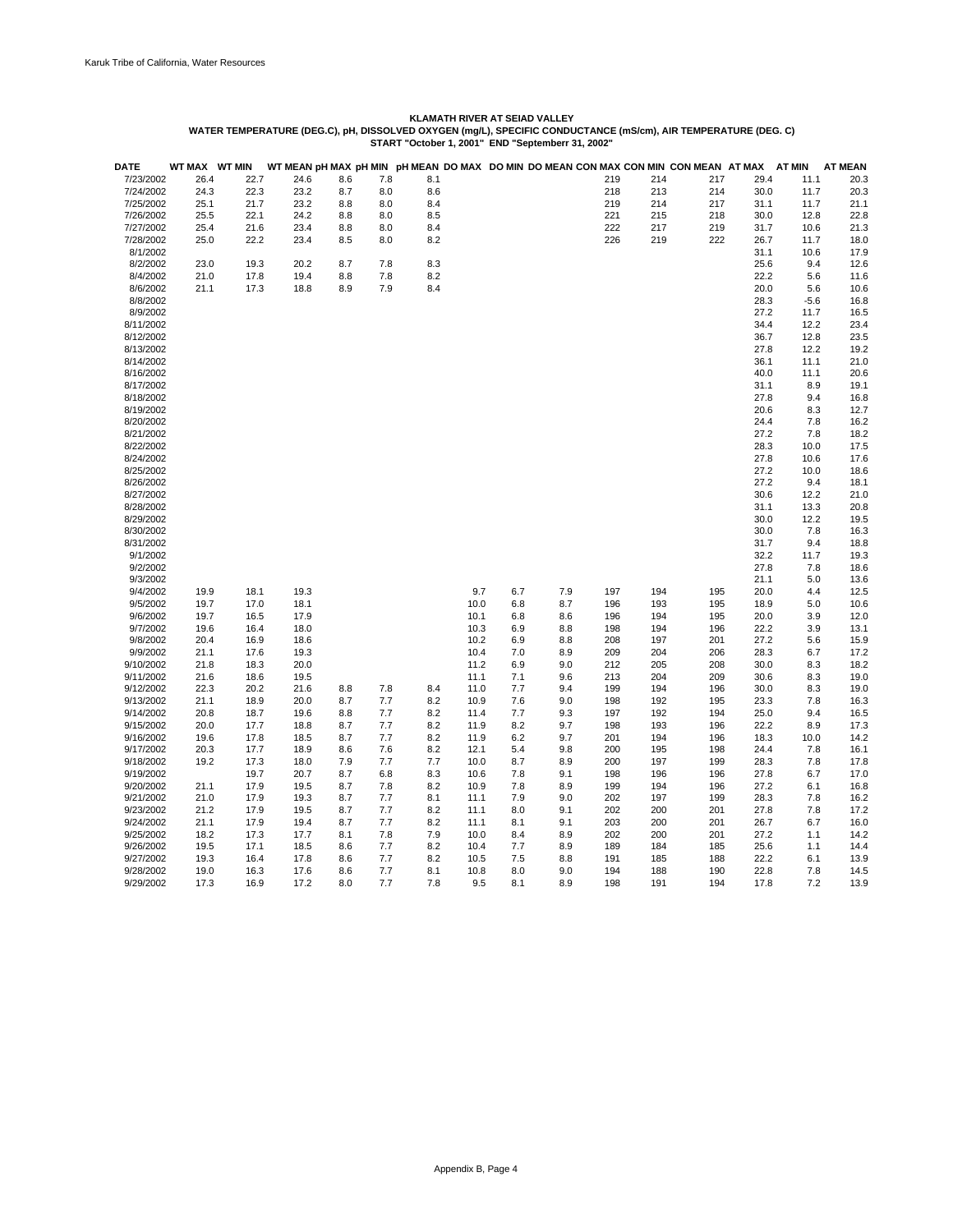**KLAMATH RIVER AT SEIAD VALLEY**
**WATER TEMPERATURE (DEG.C), pH, DISSOLVED OXYGEN (mg/L), SPECIFIC CONDUCTANCE (mS/cm), AIR TEMPERATURE (DEG. C)**
**START "October 1, 2001" END "Septemberr 31, 2002"**

| DATE | WT MAX | WT MIN | WT MEAN | pH MAX | pH MIN | pH MEAN | DO MAX | DO MIN | DO MEAN | CON MAX | CON MIN | CON MEAN | AT MAX | AT MIN | AT MEAN |
|---|---|---|---|---|---|---|---|---|---|---|---|---|---|---|---|
| 7/23/2002 | 26.4 | 22.7 | 24.6 | 8.6 | 7.8 | 8.1 | | | | 219 | 214 | 217 | 29.4 | 11.1 | 20.3 |
| 7/24/2002 | 24.3 | 22.3 | 23.2 | 8.7 | 8.0 | 8.6 | | | | 218 | 213 | 214 | 30.0 | 11.7 | 20.3 |
| 7/25/2002 | 25.1 | 21.7 | 23.2 | 8.8 | 8.0 | 8.4 | | | | 219 | 214 | 217 | 31.1 | 11.7 | 21.1 |
| 7/26/2002 | 25.5 | 22.1 | 24.2 | 8.8 | 8.0 | 8.5 | | | | 221 | 215 | 218 | 30.0 | 12.8 | 22.8 |
| 7/27/2002 | 25.4 | 21.6 | 23.4 | 8.8 | 8.0 | 8.4 | | | | 222 | 217 | 219 | 31.7 | 10.6 | 21.3 |
| 7/28/2002 | 25.0 | 22.2 | 23.4 | 8.5 | 8.0 | 8.2 | | | | 226 | 219 | 222 | 26.7 | 11.7 | 18.0 |
| 8/1/2002 | | | | | | | | | | | | | 31.1 | 10.6 | 17.9 |
| 8/2/2002 | 23.0 | 19.3 | 20.2 | 8.7 | 7.8 | 8.3 | | | | | | | 25.6 | 9.4 | 12.6 |
| 8/4/2002 | 21.0 | 17.8 | 19.4 | 8.8 | 7.8 | 8.2 | | | | | | | 22.2 | 5.6 | 11.6 |
| 8/6/2002 | 21.1 | 17.3 | 18.8 | 8.9 | 7.9 | 8.4 | | | | | | | 20.0 | 5.6 | 10.6 |
| 8/8/2002 | | | | | | | | | | | | | 28.3 | -5.6 | 16.8 |
| 8/9/2002 | | | | | | | | | | | | | 27.2 | 11.7 | 16.5 |
| 8/11/2002 | | | | | | | | | | | | | 34.4 | 12.2 | 23.4 |
| 8/12/2002 | | | | | | | | | | | | | 36.7 | 12.8 | 23.5 |
| 8/13/2002 | | | | | | | | | | | | | 27.8 | 12.2 | 19.2 |
| 8/14/2002 | | | | | | | | | | | | | 36.1 | 11.1 | 21.0 |
| 8/16/2002 | | | | | | | | | | | | | 40.0 | 11.1 | 20.6 |
| 8/17/2002 | | | | | | | | | | | | | 31.1 | 8.9 | 19.1 |
| 8/18/2002 | | | | | | | | | | | | | 27.8 | 9.4 | 16.8 |
| 8/19/2002 | | | | | | | | | | | | | 20.6 | 8.3 | 12.7 |
| 8/20/2002 | | | | | | | | | | | | | 24.4 | 7.8 | 16.2 |
| 8/21/2002 | | | | | | | | | | | | | 27.2 | 7.8 | 18.2 |
| 8/22/2002 | | | | | | | | | | | | | 28.3 | 10.0 | 17.5 |
| 8/24/2002 | | | | | | | | | | | | | 27.8 | 10.6 | 17.6 |
| 8/25/2002 | | | | | | | | | | | | | 27.2 | 10.0 | 18.6 |
| 8/26/2002 | | | | | | | | | | | | | 27.2 | 9.4 | 18.1 |
| 8/27/2002 | | | | | | | | | | | | | 30.6 | 12.2 | 21.0 |
| 8/28/2002 | | | | | | | | | | | | | 31.1 | 13.3 | 20.8 |
| 8/29/2002 | | | | | | | | | | | | | 30.0 | 12.2 | 19.5 |
| 8/30/2002 | | | | | | | | | | | | | 30.0 | 7.8 | 16.3 |
| 8/31/2002 | | | | | | | | | | | | | 31.7 | 9.4 | 18.8 |
| 9/1/2002 | | | | | | | | | | | | | 32.2 | 11.7 | 19.3 |
| 9/2/2002 | | | | | | | | | | | | | 27.8 | 7.8 | 18.6 |
| 9/3/2002 | | | | | | | | | | | | | 21.1 | 5.0 | 13.6 |
| 9/4/2002 | 19.9 | 18.1 | 19.3 | | | | 9.7 | 6.7 | 7.9 | 197 | 194 | 195 | 20.0 | 4.4 | 12.5 |
| 9/5/2002 | 19.7 | 17.0 | 18.1 | | | | 10.0 | 6.8 | 8.7 | 196 | 193 | 195 | 18.9 | 5.0 | 10.6 |
| 9/6/2002 | 19.7 | 16.5 | 17.9 | | | | 10.1 | 6.8 | 8.6 | 196 | 194 | 195 | 20.0 | 3.9 | 12.0 |
| 9/7/2002 | 19.6 | 16.4 | 18.0 | | | | 10.3 | 6.9 | 8.8 | 198 | 194 | 196 | 22.2 | 3.9 | 13.1 |
| 9/8/2002 | 20.4 | 16.9 | 18.6 | | | | 10.2 | 6.9 | 8.8 | 208 | 197 | 201 | 27.2 | 5.6 | 15.9 |
| 9/9/2002 | 21.1 | 17.6 | 19.3 | | | | 10.4 | 7.0 | 8.9 | 209 | 204 | 206 | 28.3 | 6.7 | 17.2 |
| 9/10/2002 | 21.8 | 18.3 | 20.0 | | | | 11.2 | 6.9 | 9.0 | 212 | 205 | 208 | 30.0 | 8.3 | 18.2 |
| 9/11/2002 | 21.6 | 18.6 | 19.5 | | | | 11.1 | 7.1 | 9.6 | 213 | 204 | 209 | 30.6 | 8.3 | 19.0 |
| 9/12/2002 | 22.3 | 20.2 | 21.6 | 8.8 | 7.8 | 8.4 | 11.0 | 7.7 | 9.4 | 199 | 194 | 196 | 30.0 | 8.3 | 19.0 |
| 9/13/2002 | 21.1 | 18.9 | 20.0 | 8.7 | 7.7 | 8.2 | 10.9 | 7.6 | 9.0 | 198 | 192 | 195 | 23.3 | 7.8 | 16.3 |
| 9/14/2002 | 20.8 | 18.7 | 19.6 | 8.8 | 7.7 | 8.2 | 11.4 | 7.7 | 9.3 | 197 | 192 | 194 | 25.0 | 9.4 | 16.5 |
| 9/15/2002 | 20.0 | 17.7 | 18.8 | 8.7 | 7.7 | 8.2 | 11.9 | 8.2 | 9.7 | 198 | 193 | 196 | 22.2 | 8.9 | 17.3 |
| 9/16/2002 | 19.6 | 17.8 | 18.5 | 8.7 | 7.7 | 8.2 | 11.9 | 6.2 | 9.7 | 201 | 194 | 196 | 18.3 | 10.0 | 14.2 |
| 9/17/2002 | 20.3 | 17.7 | 18.9 | 8.6 | 7.6 | 8.2 | 12.1 | 5.4 | 9.8 | 200 | 195 | 198 | 24.4 | 7.8 | 16.1 |
| 9/18/2002 | 19.2 | 17.3 | 18.0 | 7.9 | 7.7 | 7.7 | 10.0 | 8.7 | 8.9 | 200 | 197 | 199 | 28.3 | 7.8 | 17.8 |
| 9/19/2002 | | 19.7 | 20.7 | 8.7 | 6.8 | 8.3 | 10.6 | 7.8 | 9.1 | 198 | 196 | 196 | 27.8 | 6.7 | 17.0 |
| 9/20/2002 | 21.1 | 17.9 | 19.5 | 8.7 | 7.8 | 8.2 | 10.9 | 7.8 | 8.9 | 199 | 194 | 196 | 27.2 | 6.1 | 16.8 |
| 9/21/2002 | 21.0 | 17.9 | 19.3 | 8.7 | 7.7 | 8.1 | 11.1 | 7.9 | 9.0 | 202 | 197 | 199 | 28.3 | 7.8 | 16.2 |
| 9/23/2002 | 21.2 | 17.9 | 19.5 | 8.7 | 7.7 | 8.2 | 11.1 | 8.0 | 9.1 | 202 | 200 | 201 | 27.8 | 7.8 | 17.2 |
| 9/24/2002 | 21.1 | 17.9 | 19.4 | 8.7 | 7.7 | 8.2 | 11.1 | 8.1 | 9.1 | 203 | 200 | 201 | 26.7 | 6.7 | 16.0 |
| 9/25/2002 | 18.2 | 17.3 | 17.7 | 8.1 | 7.8 | 7.9 | 10.0 | 8.4 | 8.9 | 202 | 200 | 201 | 27.2 | 1.1 | 14.2 |
| 9/26/2002 | 19.5 | 17.1 | 18.5 | 8.6 | 7.7 | 8.2 | 10.4 | 7.7 | 8.9 | 189 | 184 | 185 | 25.6 | 1.1 | 14.4 |
| 9/27/2002 | 19.3 | 16.4 | 17.8 | 8.6 | 7.7 | 8.2 | 10.5 | 7.5 | 8.8 | 191 | 185 | 188 | 22.2 | 6.1 | 13.9 |
| 9/28/2002 | 19.0 | 16.3 | 17.6 | 8.6 | 7.7 | 8.1 | 10.8 | 8.0 | 9.0 | 194 | 188 | 190 | 22.8 | 7.8 | 14.5 |
| 9/29/2002 | 17.3 | 16.9 | 17.2 | 8.0 | 7.7 | 7.8 | 9.5 | 8.1 | 8.9 | 198 | 191 | 194 | 17.8 | 7.2 | 13.9 |